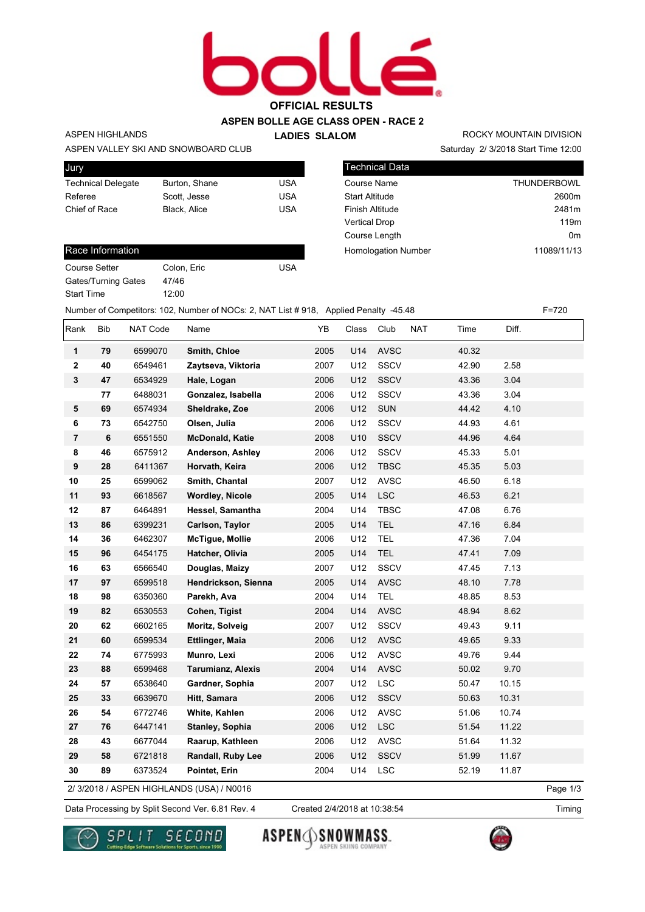# OFFICIAL RESULTS

## ASPEN BOLLE AGE CLASS OPEN - RACE 2

## LADIES SLALOM

ASPEN HIGHLANDS
ASPEN VALLEY SKI AND SNOWBOARD CLUB

ROCKY MOUNTAIN DIVISION
Saturday 2/ 3/2018 Start Time 12:00

| Jury | | |
|---|---|---|
| Technical Delegate | Burton, Shane | USA |
| Referee | Scott, Jesse | USA |
| Chief of Race | Black, Alice | USA |

| Technical Data | |
|---|---|
| Course Name | THUNDERBOWL |
| Start Altitude | 2600m |
| Finish Altitude | 2481m |
| Vertical Drop | 119m |
| Course Length | 0m |
| Homologation Number | 11089/11/13 |

| Race Information | | |
|---|---|---|
| Course Setter | Colon, Eric | USA |
| Gates/Turning Gates | 47/46 | |
| Start Time | 12:00 | |

Number of Competitors: 102, Number of NOCs: 2, NAT List # 918, Applied Penalty -45.48 F=720

| Rank | Bib | NAT Code | Name | YB | Class | Club | NAT | Time | Diff. |
|---|---|---|---|---|---|---|---|---|---|
| **1** | **79** | 6599070 | **Smith, Chloe** | 2005 | U14 | AVSC | | 40.32 | |
| **2** | **40** | 6549461 | **Zaytseva, Viktoria** | 2007 | U12 | SSCV | | 42.90 | 2.58 |
| **3** | **47** | 6534929 | **Hale, Logan** | 2006 | U12 | SSCV | | 43.36 | 3.04 |
| | **77** | 6488031 | **Gonzalez, Isabella** | 2006 | U12 | SSCV | | 43.36 | 3.04 |
| **5** | **69** | 6574934 | **Sheldrake, Zoe** | 2006 | U12 | SUN | | 44.42 | 4.10 |
| **6** | **73** | 6542750 | **Olsen, Julia** | 2006 | U12 | SSCV | | 44.93 | 4.61 |
| **7** | **6** | 6551550 | **McDonald, Katie** | 2008 | U10 | SSCV | | 44.96 | 4.64 |
| **8** | **46** | 6575912 | **Anderson, Ashley** | 2006 | U12 | SSCV | | 45.33 | 5.01 |
| **9** | **28** | 6411367 | **Horvath, Keira** | 2006 | U12 | TBSC | | 45.35 | 5.03 |
| **10** | **25** | 6599062 | **Smith, Chantal** | 2007 | U12 | AVSC | | 46.50 | 6.18 |
| **11** | **93** | 6618567 | **Wordley, Nicole** | 2005 | U14 | LSC | | 46.53 | 6.21 |
| **12** | **87** | 6464891 | **Hessel, Samantha** | 2004 | U14 | TBSC | | 47.08 | 6.76 |
| **13** | **86** | 6399231 | **Carlson, Taylor** | 2005 | U14 | TEL | | 47.16 | 6.84 |
| **14** | **36** | 6462307 | **McTigue, Mollie** | 2006 | U12 | TEL | | 47.36 | 7.04 |
| **15** | **96** | 6454175 | **Hatcher, Olivia** | 2005 | U14 | TEL | | 47.41 | 7.09 |
| **16** | **63** | 6566540 | **Douglas, Maizy** | 2007 | U12 | SSCV | | 47.45 | 7.13 |
| **17** | **97** | 6599518 | **Hendrickson, Sienna** | 2005 | U14 | AVSC | | 48.10 | 7.78 |
| **18** | **98** | 6350360 | **Parekh, Ava** | 2004 | U14 | TEL | | 48.85 | 8.53 |
| **19** | **82** | 6530553 | **Cohen, Tigist** | 2004 | U14 | AVSC | | 48.94 | 8.62 |
| **20** | **62** | 6602165 | **Moritz, Solveig** | 2007 | U12 | SSCV | | 49.43 | 9.11 |
| **21** | **60** | 6599534 | **Ettlinger, Maia** | 2006 | U12 | AVSC | | 49.65 | 9.33 |
| **22** | **74** | 6775993 | **Munro, Lexi** | 2006 | U12 | AVSC | | 49.76 | 9.44 |
| **23** | **88** | 6599468 | **Tarumianz, Alexis** | 2004 | U14 | AVSC | | 50.02 | 9.70 |
| **24** | **57** | 6538640 | **Gardner, Sophia** | 2007 | U12 | LSC | | 50.47 | 10.15 |
| **25** | **33** | 6639670 | **Hitt, Samara** | 2006 | U12 | SSCV | | 50.63 | 10.31 |
| **26** | **54** | 6772746 | **White, Kahlen** | 2006 | U12 | AVSC | | 51.06 | 10.74 |
| **27** | **76** | 6447141 | **Stanley, Sophia** | 2006 | U12 | LSC | | 51.54 | 11.22 |
| **28** | **43** | 6677044 | **Raarup, Kathleen** | 2006 | U12 | AVSC | | 51.64 | 11.32 |
| **29** | **58** | 6721818 | **Randall, Ruby Lee** | 2006 | U12 | SSCV | | 51.99 | 11.67 |
| **30** | **89** | 6373524 | **Pointet, Erin** | 2004 | U14 | LSC | | 52.19 | 11.87 |

2/ 3/2018 / ASPEN HIGHLANDS (USA) / N0016

Data Processing by Split Second Ver. 6.81 Rev. 4 Created 2/4/2018 at 10:38:54 Timing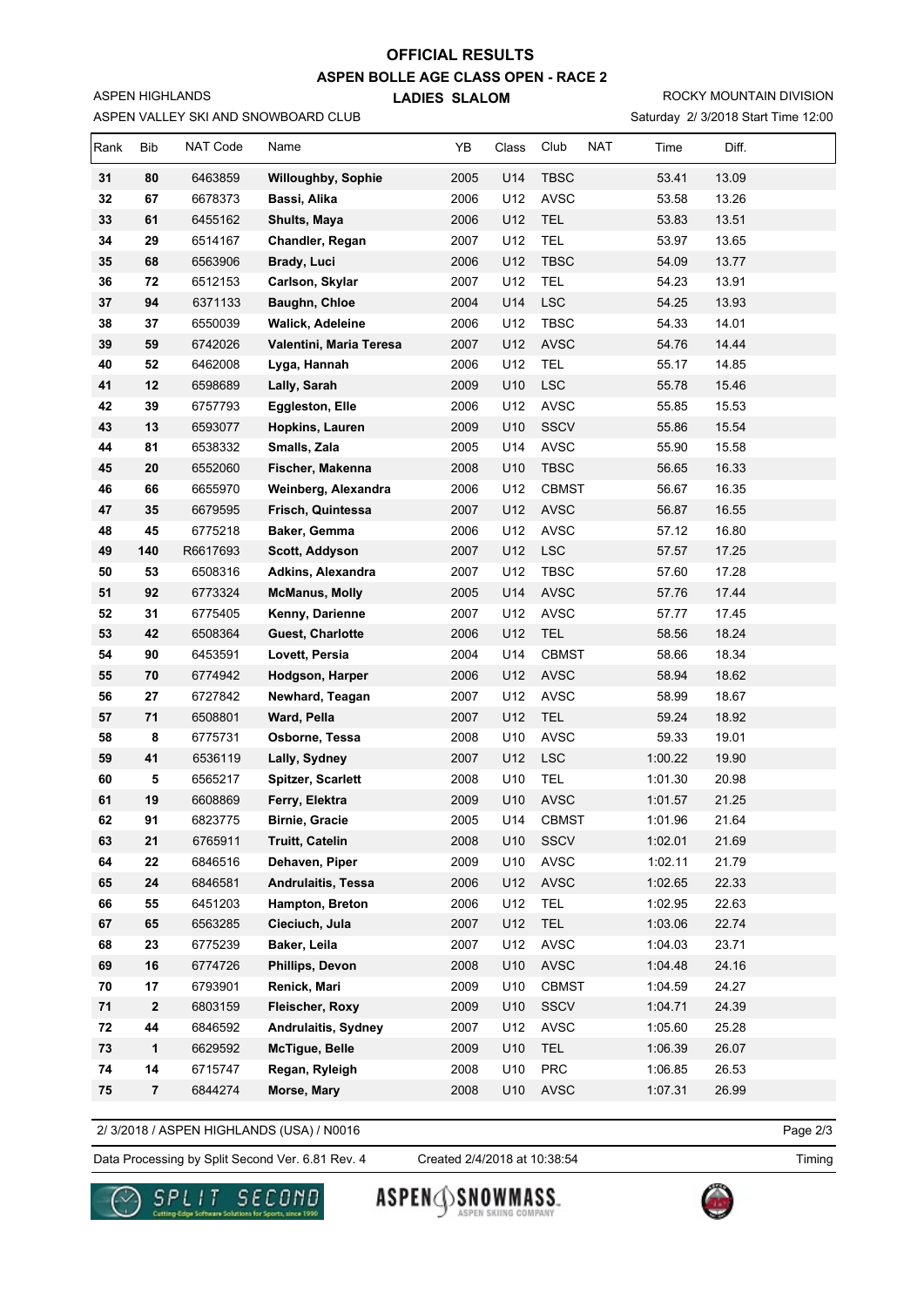# OFFICIAL RESULTS

## ASPEN BOLLE AGE CLASS OPEN - RACE 2

### LADIES SLALOM

ASPEN HIGHLANDS
ASPEN VALLEY SKI AND SNOWBOARD CLUB

ROCKY MOUNTAIN DIVISION
Saturday 2/ 3/2018 Start Time 12:00

| Rank | Bib | NAT Code | Name | YB | Class | Club | NAT | Time | Diff. |
|---|---|---|---|---|---|---|---|---|---|
| **31** | **80** | 6463859 | **Willoughby, Sophie** | 2005 | U14 | TBSC | | 53.41 | 13.09 |
| **32** | **67** | 6678373 | **Bassi, Alika** | 2006 | U12 | AVSC | | 53.58 | 13.26 |
| **33** | **61** | 6455162 | **Shults, Maya** | 2006 | U12 | TEL | | 53.83 | 13.51 |
| **34** | **29** | 6514167 | **Chandler, Regan** | 2007 | U12 | TEL | | 53.97 | 13.65 |
| **35** | **68** | 6563906 | **Brady, Luci** | 2006 | U12 | TBSC | | 54.09 | 13.77 |
| **36** | **72** | 6512153 | **Carlson, Skylar** | 2007 | U12 | TEL | | 54.23 | 13.91 |
| **37** | **94** | 6371133 | **Baughn, Chloe** | 2004 | U14 | LSC | | 54.25 | 13.93 |
| **38** | **37** | 6550039 | **Walick, Adeleine** | 2006 | U12 | TBSC | | 54.33 | 14.01 |
| **39** | **59** | 6742026 | **Valentini, Maria Teresa** | 2007 | U12 | AVSC | | 54.76 | 14.44 |
| **40** | **52** | 6462008 | **Lyga, Hannah** | 2006 | U12 | TEL | | 55.17 | 14.85 |
| **41** | **12** | 6598689 | **Lally, Sarah** | 2009 | U10 | LSC | | 55.78 | 15.46 |
| **42** | **39** | 6757793 | **Eggleston, Elle** | 2006 | U12 | AVSC | | 55.85 | 15.53 |
| **43** | **13** | 6593077 | **Hopkins, Lauren** | 2009 | U10 | SSCV | | 55.86 | 15.54 |
| **44** | **81** | 6538332 | **Smalls, Zala** | 2005 | U14 | AVSC | | 55.90 | 15.58 |
| **45** | **20** | 6552060 | **Fischer, Makenna** | 2008 | U10 | TBSC | | 56.65 | 16.33 |
| **46** | **66** | 6655970 | **Weinberg, Alexandra** | 2006 | U12 | CBMST | | 56.67 | 16.35 |
| **47** | **35** | 6679595 | **Frisch, Quintessa** | 2007 | U12 | AVSC | | 56.87 | 16.55 |
| **48** | **45** | 6775218 | **Baker, Gemma** | 2006 | U12 | AVSC | | 57.12 | 16.80 |
| **49** | **140** | R6617693 | **Scott, Addyson** | 2007 | U12 | LSC | | 57.57 | 17.25 |
| **50** | **53** | 6508316 | **Adkins, Alexandra** | 2007 | U12 | TBSC | | 57.60 | 17.28 |
| **51** | **92** | 6773324 | **McManus, Molly** | 2005 | U14 | AVSC | | 57.76 | 17.44 |
| **52** | **31** | 6775405 | **Kenny, Darienne** | 2007 | U12 | AVSC | | 57.77 | 17.45 |
| **53** | **42** | 6508364 | **Guest, Charlotte** | 2006 | U12 | TEL | | 58.56 | 18.24 |
| **54** | **90** | 6453591 | **Lovett, Persia** | 2004 | U14 | CBMST | | 58.66 | 18.34 |
| **55** | **70** | 6774942 | **Hodgson, Harper** | 2006 | U12 | AVSC | | 58.94 | 18.62 |
| **56** | **27** | 6727842 | **Newhard, Teagan** | 2007 | U12 | AVSC | | 58.99 | 18.67 |
| **57** | **71** | 6508801 | **Ward, Pella** | 2007 | U12 | TEL | | 59.24 | 18.92 |
| **58** | **8** | 6775731 | **Osborne, Tessa** | 2008 | U10 | AVSC | | 59.33 | 19.01 |
| **59** | **41** | 6536119 | **Lally, Sydney** | 2007 | U12 | LSC | | 1:00.22 | 19.90 |
| **60** | **5** | 6565217 | **Spitzer, Scarlett** | 2008 | U10 | TEL | | 1:01.30 | 20.98 |
| **61** | **19** | 6608869 | **Ferry, Elektra** | 2009 | U10 | AVSC | | 1:01.57 | 21.25 |
| **62** | **91** | 6823775 | **Birnie, Gracie** | 2005 | U14 | CBMST | | 1:01.96 | 21.64 |
| **63** | **21** | 6765911 | **Truitt, Catelin** | 2008 | U10 | SSCV | | 1:02.01 | 21.69 |
| **64** | **22** | 6846516 | **Dehaven, Piper** | 2009 | U10 | AVSC | | 1:02.11 | 21.79 |
| **65** | **24** | 6846581 | **Andrulaitis, Tessa** | 2006 | U12 | AVSC | | 1:02.65 | 22.33 |
| **66** | **55** | 6451203 | **Hampton, Breton** | 2006 | U12 | TEL | | 1:02.95 | 22.63 |
| **67** | **65** | 6563285 | **Cieciuch, Jula** | 2007 | U12 | TEL | | 1:03.06 | 22.74 |
| **68** | **23** | 6775239 | **Baker, Leila** | 2007 | U12 | AVSC | | 1:04.03 | 23.71 |
| **69** | **16** | 6774726 | **Phillips, Devon** | 2008 | U10 | AVSC | | 1:04.48 | 24.16 |
| **70** | **17** | 6793901 | **Renick, Mari** | 2009 | U10 | CBMST | | 1:04.59 | 24.27 |
| **71** | **2** | 6803159 | **Fleischer, Roxy** | 2009 | U10 | SSCV | | 1:04.71 | 24.39 |
| **72** | **44** | 6846592 | **Andrulaitis, Sydney** | 2007 | U12 | AVSC | | 1:05.60 | 25.28 |
| **73** | **1** | 6629592 | **McTigue, Belle** | 2009 | U10 | TEL | | 1:06.39 | 26.07 |
| **74** | **14** | 6715747 | **Regan, Ryleigh** | 2008 | U10 | PRC | | 1:06.85 | 26.53 |
| **75** | **7** | 6844274 | **Morse, Mary** | 2008 | U10 | AVSC | | 1:07.31 | 26.99 |

2/ 3/2018 / ASPEN HIGHLANDS (USA) / N0016

Data Processing by Split Second Ver. 6.81 Rev. 4 — Created 2/4/2018 at 10:38:54 — Timing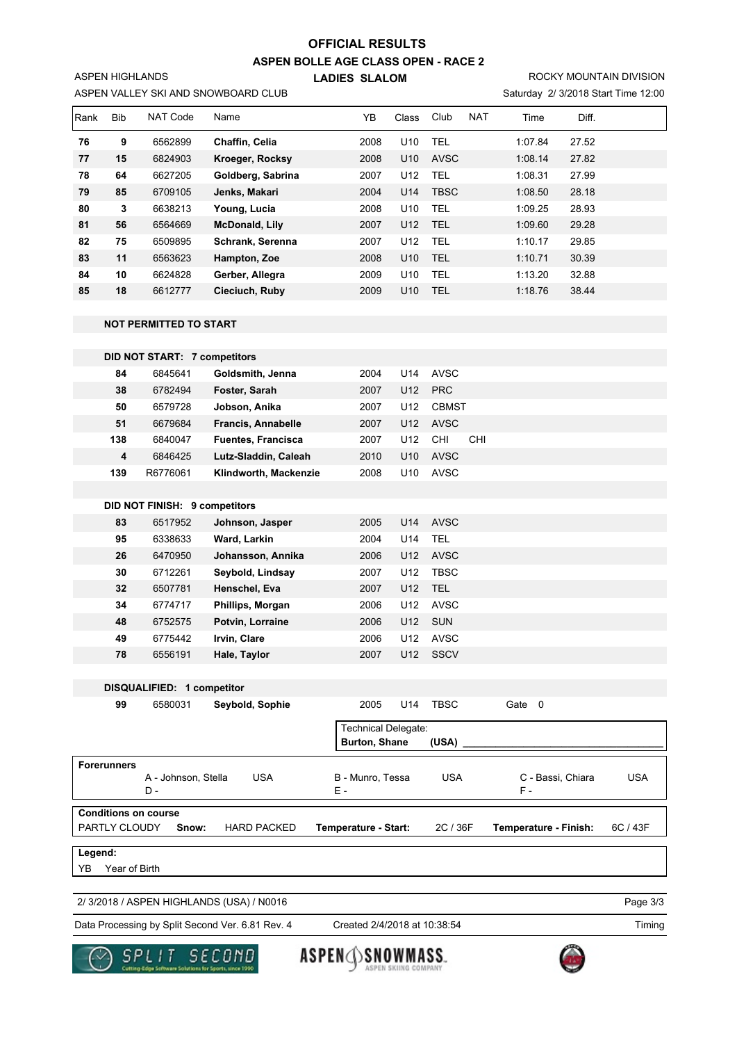# OFFICIAL RESULTS

## ASPEN BOLLE AGE CLASS OPEN - RACE 2

### LADIES SLALOM

ASPEN HIGHLANDS
ASPEN VALLEY SKI AND SNOWBOARD CLUB

ROCKY MOUNTAIN DIVISION
Saturday 2/ 3/2018 Start Time 12:00

| Rank | Bib | NAT Code | Name | YB | Class | Club | NAT | Time | Diff. |
|---|---|---|---|---|---|---|---|---|---|
| **76** | **9** | 6562899 | **Chaffin, Celia** | 2008 | U10 | TEL | | 1:07.84 | 27.52 |
| **77** | **15** | 6824903 | **Kroeger, Rocksy** | 2008 | U10 | AVSC | | 1:08.14 | 27.82 |
| **78** | **64** | 6627205 | **Goldberg, Sabrina** | 2007 | U12 | TEL | | 1:08.31 | 27.99 |
| **79** | **85** | 6709105 | **Jenks, Makari** | 2004 | U14 | TBSC | | 1:08.50 | 28.18 |
| **80** | **3** | 6638213 | **Young, Lucia** | 2008 | U10 | TEL | | 1:09.25 | 28.93 |
| **81** | **56** | 6564669 | **McDonald, Lily** | 2007 | U12 | TEL | | 1:09.60 | 29.28 |
| **82** | **75** | 6509895 | **Schrank, Serenna** | 2007 | U12 | TEL | | 1:10.17 | 29.85 |
| **83** | **11** | 6563623 | **Hampton, Zoe** | 2008 | U10 | TEL | | 1:10.71 | 30.39 |
| **84** | **10** | 6624828 | **Gerber, Allegra** | 2009 | U10 | TEL | | 1:13.20 | 32.88 |
| **85** | **18** | 6612777 | **Cieciuch, Ruby** | 2009 | U10 | TEL | | 1:18.76 | 38.44 |
| | | **NOT PERMITTED TO START** | | | | | | | |
| | | **DID NOT START: 7 competitors** | | | | | | | |
| | **84** | 6845641 | **Goldsmith, Jenna** | 2004 | U14 | AVSC | | | |
| | **38** | 6782494 | **Foster, Sarah** | 2007 | U12 | PRC | | | |
| | **50** | 6579728 | **Jobson, Anika** | 2007 | U12 | CBMST | | | |
| | **51** | 6679684 | **Francis, Annabelle** | 2007 | U12 | AVSC | | | |
| | **138** | 6840047 | **Fuentes, Francisca** | 2007 | U12 | CHI | CHI | | |
| | **4** | 6846425 | **Lutz-Sladdin, Caleah** | 2010 | U10 | AVSC | | | |
| | **139** | R6776061 | **Klindworth, Mackenzie** | 2008 | U10 | AVSC | | | |
| | | **DID NOT FINISH: 9 competitors** | | | | | | | |
| | **83** | 6517952 | **Johnson, Jasper** | 2005 | U14 | AVSC | | | |
| | **95** | 6338633 | **Ward, Larkin** | 2004 | U14 | TEL | | | |
| | **26** | 6470950 | **Johansson, Annika** | 2006 | U12 | AVSC | | | |
| | **30** | 6712261 | **Seybold, Lindsay** | 2007 | U12 | TBSC | | | |
| | **32** | 6507781 | **Henschel, Eva** | 2007 | U12 | TEL | | | |
| | **34** | 6774717 | **Phillips, Morgan** | 2006 | U12 | AVSC | | | |
| | **48** | 6752575 | **Potvin, Lorraine** | 2006 | U12 | SUN | | | |
| | **49** | 6775442 | **Irvin, Clare** | 2006 | U12 | AVSC | | | |
| | **78** | 6556191 | **Hale, Taylor** | 2007 | U12 | SSCV | | | |
| | | **DISQUALIFIED: 1 competitor** | | | | | | | |
| | **99** | 6580031 | **Seybold, Sophie** | 2005 | U14 | TBSC | | Gate 0 | |

Technical Delegate:
**Burton, Shane** **(USA)** ___________________

| **Forerunners** | | | | | |
|---|---|---|---|---|---|
| A - Johnson, Stella | USA | B - Munro, Tessa | USA | C - Bassi, Chiara | USA |
| D - | | E - | | F - | |

| **Conditions on course** | | | | | | |
|---|---|---|---|---|---|---|
| PARTLY CLOUDY | **Snow:** | HARD PACKED | **Temperature - Start:** | 2C / 36F | **Temperature - Finish:** | 6C / 43F |

**Legend:**
YB Year of Birth

2/ 3/2018 / ASPEN HIGHLANDS (USA) / N0016

Data Processing by Split Second Ver. 6.81 Rev. 4 Created 2/4/2018 at 10:38:54 Timing